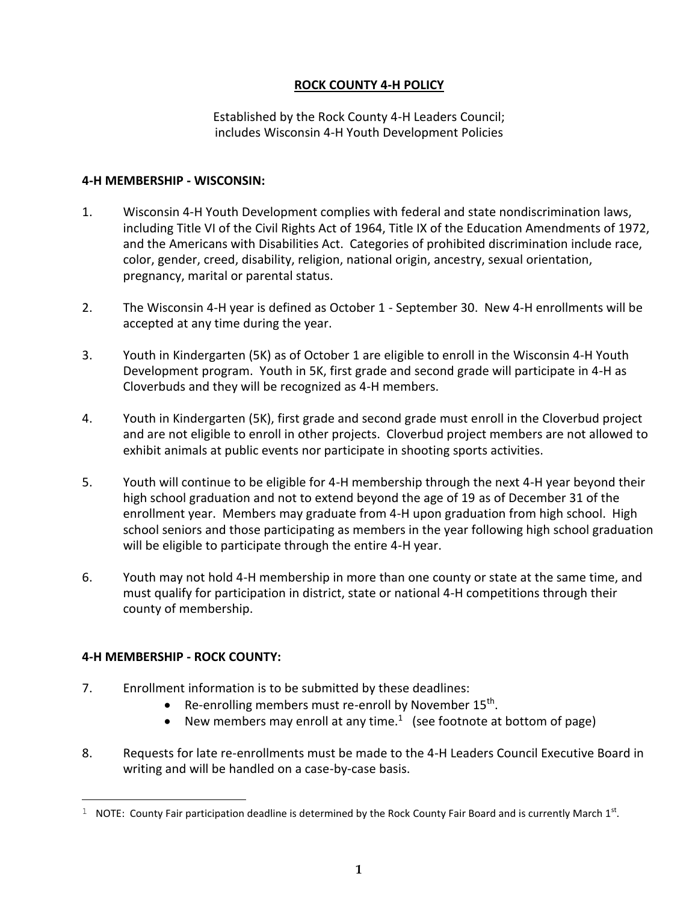# ROCK COUNTY 4-H POLICY

Established by the Rock County 4-H Leaders Council;
includes Wisconsin 4-H Youth Development Policies

## 4-H MEMBERSHIP - WISCONSIN:

1. Wisconsin 4-H Youth Development complies with federal and state nondiscrimination laws, including Title VI of the Civil Rights Act of 1964, Title IX of the Education Amendments of 1972, and the Americans with Disabilities Act. Categories of prohibited discrimination include race, color, gender, creed, disability, religion, national origin, ancestry, sexual orientation, pregnancy, marital or parental status.

2. The Wisconsin 4-H year is defined as October 1 - September 30. New 4-H enrollments will be accepted at any time during the year.

3. Youth in Kindergarten (5K) as of October 1 are eligible to enroll in the Wisconsin 4-H Youth Development program. Youth in 5K, first grade and second grade will participate in 4-H as Cloverbuds and they will be recognized as 4-H members.

4. Youth in Kindergarten (5K), first grade and second grade must enroll in the Cloverbud project and are not eligible to enroll in other projects. Cloverbud project members are not allowed to exhibit animals at public events nor participate in shooting sports activities.

5. Youth will continue to be eligible for 4-H membership through the next 4-H year beyond their high school graduation and not to extend beyond the age of 19 as of December 31 of the enrollment year. Members may graduate from 4-H upon graduation from high school. High school seniors and those participating as members in the year following high school graduation will be eligible to participate through the entire 4-H year.

6. Youth may not hold 4-H membership in more than one county or state at the same time, and must qualify for participation in district, state or national 4-H competitions through their county of membership.

## 4-H MEMBERSHIP - ROCK COUNTY:

7. Enrollment information is to be submitted by these deadlines:
   - Re-enrolling members must re-enroll by November 15th.
   - New members may enroll at any time.[1] (see footnote at bottom of page)

8. Requests for late re-enrollments must be made to the 4-H Leaders Council Executive Board in writing and will be handled on a case-by-case basis.

[1] NOTE: County Fair participation deadline is determined by the Rock County Fair Board and is currently March 1st.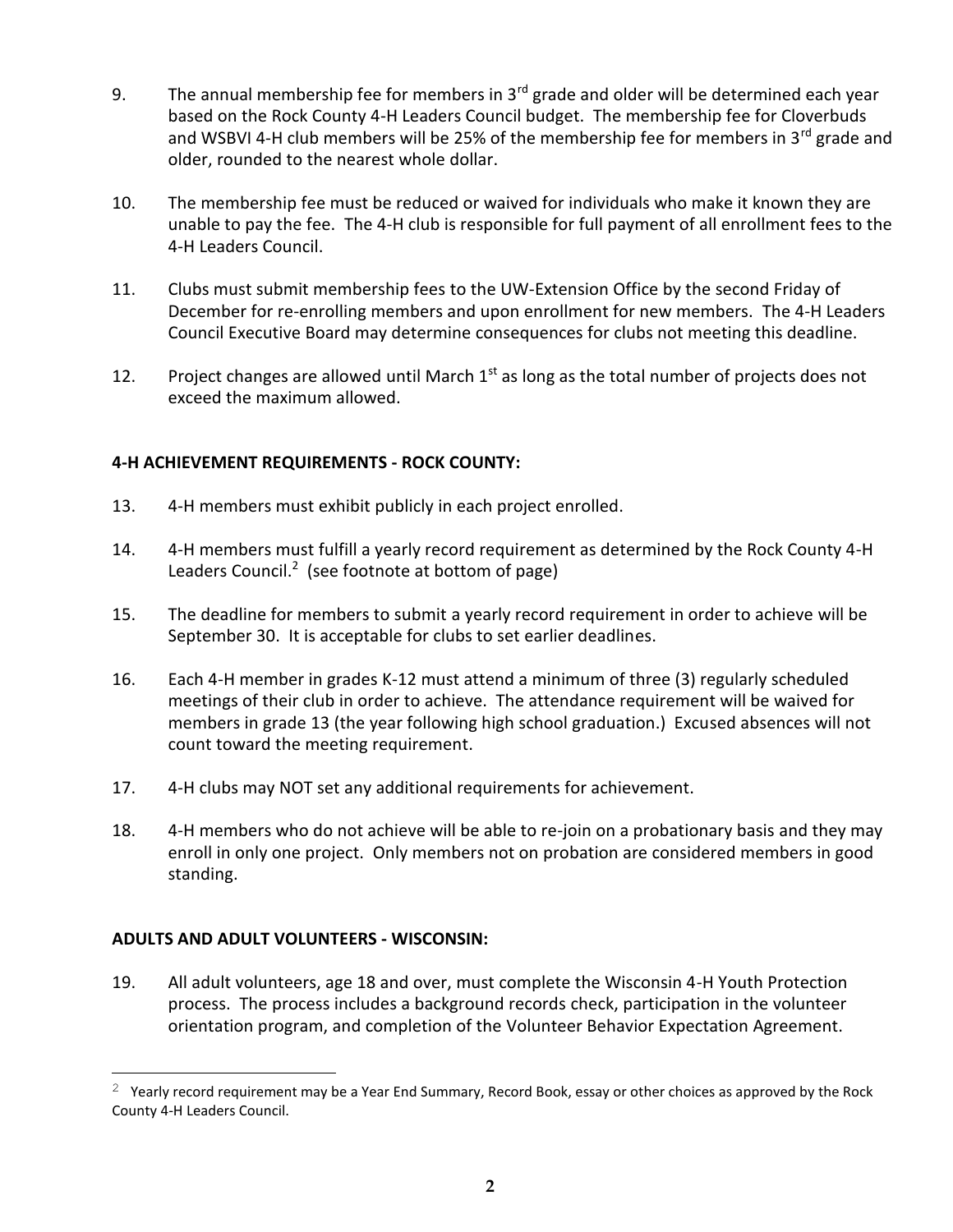9. The annual membership fee for members in 3rd grade and older will be determined each year based on the Rock County 4-H Leaders Council budget. The membership fee for Cloverbuds and WSBVI 4-H club members will be 25% of the membership fee for members in 3rd grade and older, rounded to the nearest whole dollar.

10. The membership fee must be reduced or waived for individuals who make it known they are unable to pay the fee. The 4-H club is responsible for full payment of all enrollment fees to the 4-H Leaders Council.

11. Clubs must submit membership fees to the UW-Extension Office by the second Friday of December for re-enrolling members and upon enrollment for new members. The 4-H Leaders Council Executive Board may determine consequences for clubs not meeting this deadline.

12. Project changes are allowed until March 1st as long as the total number of projects does not exceed the maximum allowed.

**4-H ACHIEVEMENT REQUIREMENTS - ROCK COUNTY:**

13. 4-H members must exhibit publicly in each project enrolled.

14. 4-H members must fulfill a yearly record requirement as determined by the Rock County 4-H Leaders Council.[2] (see footnote at bottom of page)

15. The deadline for members to submit a yearly record requirement in order to achieve will be September 30. It is acceptable for clubs to set earlier deadlines.

16. Each 4-H member in grades K-12 must attend a minimum of three (3) regularly scheduled meetings of their club in order to achieve. The attendance requirement will be waived for members in grade 13 (the year following high school graduation.) Excused absences will not count toward the meeting requirement.

17. 4-H clubs may NOT set any additional requirements for achievement.

18. 4-H members who do not achieve will be able to re-join on a probationary basis and they may enroll in only one project. Only members not on probation are considered members in good standing.

**ADULTS AND ADULT VOLUNTEERS - WISCONSIN:**

19. All adult volunteers, age 18 and over, must complete the Wisconsin 4-H Youth Protection process. The process includes a background records check, participation in the volunteer orientation program, and completion of the Volunteer Behavior Expectation Agreement.

---

[2] Yearly record requirement may be a Year End Summary, Record Book, essay or other choices as approved by the Rock County 4-H Leaders Council.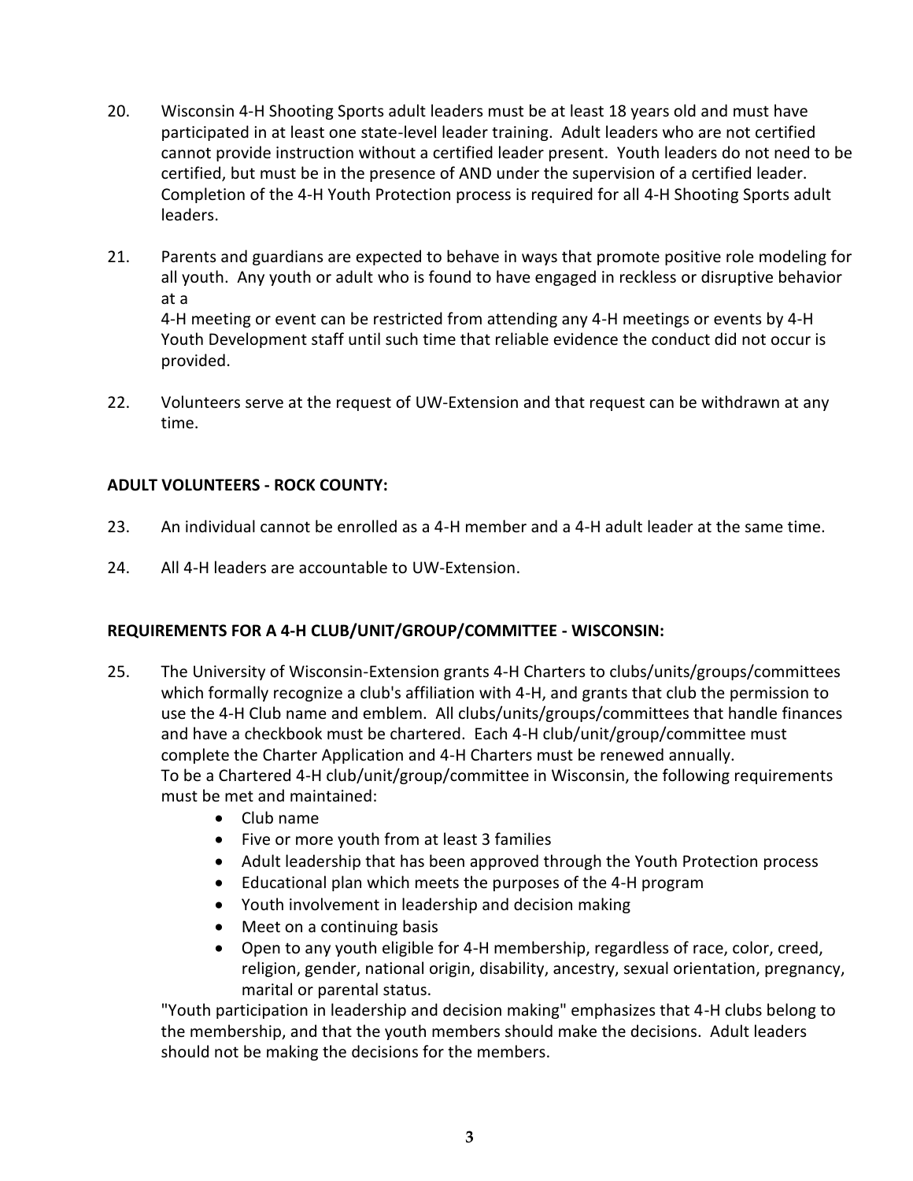20. Wisconsin 4-H Shooting Sports adult leaders must be at least 18 years old and must have participated in at least one state-level leader training. Adult leaders who are not certified cannot provide instruction without a certified leader present. Youth leaders do not need to be certified, but must be in the presence of AND under the supervision of a certified leader. Completion of the 4-H Youth Protection process is required for all 4-H Shooting Sports adult leaders.

21. Parents and guardians are expected to behave in ways that promote positive role modeling for all youth. Any youth or adult who is found to have engaged in reckless or disruptive behavior at a 4-H meeting or event can be restricted from attending any 4-H meetings or events by 4-H Youth Development staff until such time that reliable evidence the conduct did not occur is provided.

22. Volunteers serve at the request of UW-Extension and that request can be withdrawn at any time.

**ADULT VOLUNTEERS - ROCK COUNTY:**

23. An individual cannot be enrolled as a 4-H member and a 4-H adult leader at the same time.

24. All 4-H leaders are accountable to UW-Extension.

**REQUIREMENTS FOR A 4-H CLUB/UNIT/GROUP/COMMITTEE - WISCONSIN:**

25. The University of Wisconsin-Extension grants 4-H Charters to clubs/units/groups/committees which formally recognize a club's affiliation with 4-H, and grants that club the permission to use the 4-H Club name and emblem. All clubs/units/groups/committees that handle finances and have a checkbook must be chartered. Each 4-H club/unit/group/committee must complete the Charter Application and 4-H Charters must be renewed annually.
    To be a Chartered 4-H club/unit/group/committee in Wisconsin, the following requirements must be met and maintained:
    - Club name
    - Five or more youth from at least 3 families
    - Adult leadership that has been approved through the Youth Protection process
    - Educational plan which meets the purposes of the 4-H program
    - Youth involvement in leadership and decision making
    - Meet on a continuing basis
    - Open to any youth eligible for 4-H membership, regardless of race, color, creed, religion, gender, national origin, disability, ancestry, sexual orientation, pregnancy, marital or parental status.

    "Youth participation in leadership and decision making" emphasizes that 4-H clubs belong to the membership, and that the youth members should make the decisions. Adult leaders should not be making the decisions for the members.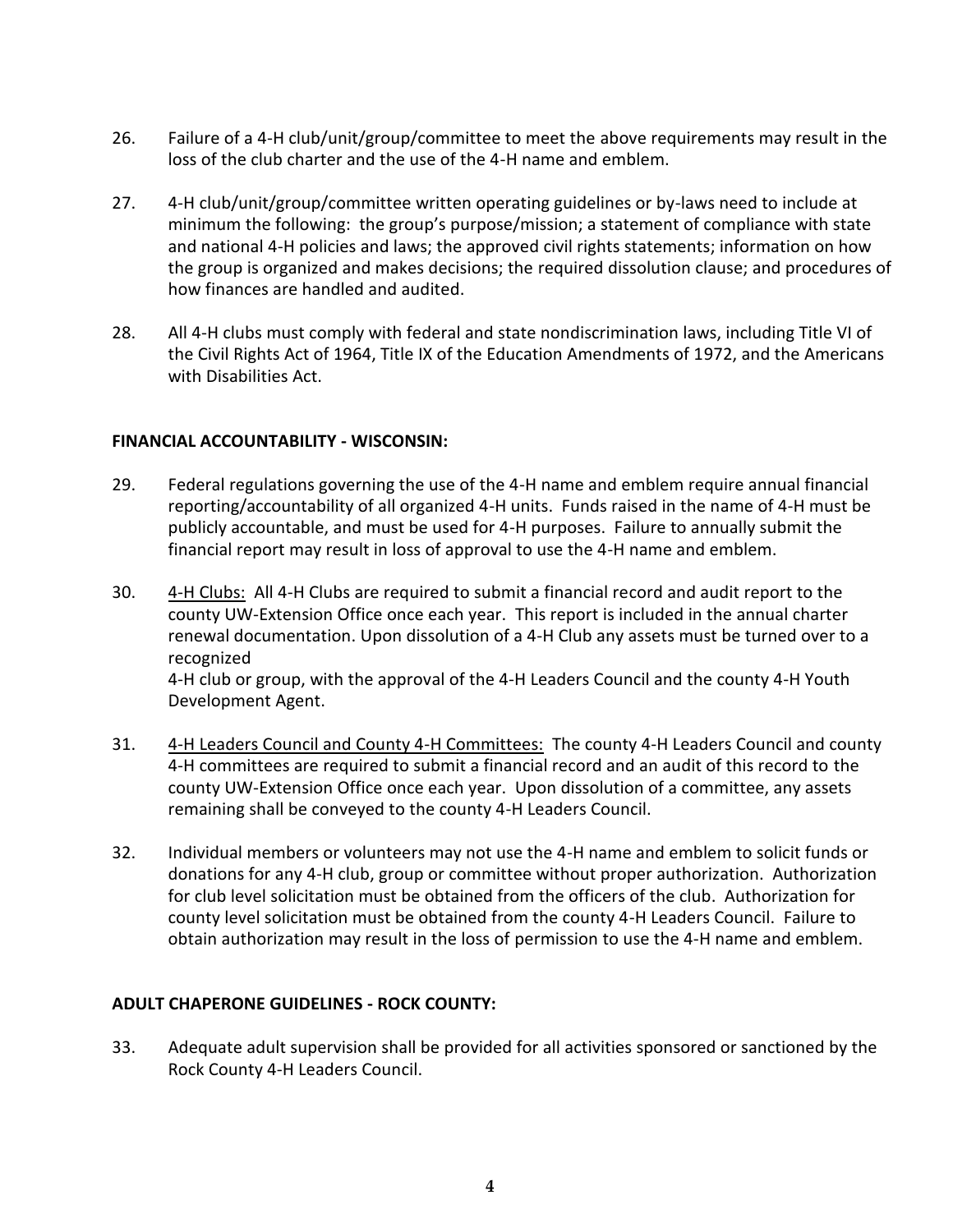26. Failure of a 4-H club/unit/group/committee to meet the above requirements may result in the loss of the club charter and the use of the 4-H name and emblem.

27. 4-H club/unit/group/committee written operating guidelines or by-laws need to include at minimum the following: the group's purpose/mission; a statement of compliance with state and national 4-H policies and laws; the approved civil rights statements; information on how the group is organized and makes decisions; the required dissolution clause; and procedures of how finances are handled and audited.

28. All 4-H clubs must comply with federal and state nondiscrimination laws, including Title VI of the Civil Rights Act of 1964, Title IX of the Education Amendments of 1972, and the Americans with Disabilities Act.

**FINANCIAL ACCOUNTABILITY - WISCONSIN:**

29. Federal regulations governing the use of the 4-H name and emblem require annual financial reporting/accountability of all organized 4-H units. Funds raised in the name of 4-H must be publicly accountable, and must be used for 4-H purposes. Failure to annually submit the financial report may result in loss of approval to use the 4-H name and emblem.

30. <u>4-H Clubs:</u> All 4-H Clubs are required to submit a financial record and audit report to the county UW-Extension Office once each year. This report is included in the annual charter renewal documentation. Upon dissolution of a 4-H Club any assets must be turned over to a recognized 4-H club or group, with the approval of the 4-H Leaders Council and the county 4-H Youth Development Agent.

31. <u>4-H Leaders Council and County 4-H Committees:</u> The county 4-H Leaders Council and county 4-H committees are required to submit a financial record and an audit of this record to the county UW-Extension Office once each year. Upon dissolution of a committee, any assets remaining shall be conveyed to the county 4-H Leaders Council.

32. Individual members or volunteers may not use the 4-H name and emblem to solicit funds or donations for any 4-H club, group or committee without proper authorization. Authorization for club level solicitation must be obtained from the officers of the club. Authorization for county level solicitation must be obtained from the county 4-H Leaders Council. Failure to obtain authorization may result in the loss of permission to use the 4-H name and emblem.

**ADULT CHAPERONE GUIDELINES - ROCK COUNTY:**

33. Adequate adult supervision shall be provided for all activities sponsored or sanctioned by the Rock County 4-H Leaders Council.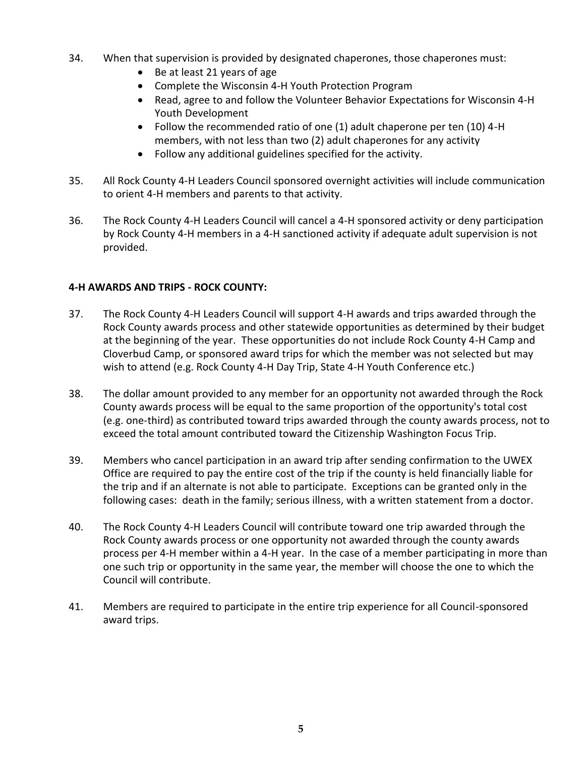34. When that supervision is provided by designated chaperones, those chaperones must:
    - Be at least 21 years of age
    - Complete the Wisconsin 4-H Youth Protection Program
    - Read, agree to and follow the Volunteer Behavior Expectations for Wisconsin 4-H Youth Development
    - Follow the recommended ratio of one (1) adult chaperone per ten (10) 4-H members, with not less than two (2) adult chaperones for any activity
    - Follow any additional guidelines specified for the activity.

35. All Rock County 4-H Leaders Council sponsored overnight activities will include communication to orient 4-H members and parents to that activity.

36. The Rock County 4-H Leaders Council will cancel a 4-H sponsored activity or deny participation by Rock County 4-H members in a 4-H sanctioned activity if adequate adult supervision is not provided.

**4-H AWARDS AND TRIPS - ROCK COUNTY:**

37. The Rock County 4-H Leaders Council will support 4-H awards and trips awarded through the Rock County awards process and other statewide opportunities as determined by their budget at the beginning of the year. These opportunities do not include Rock County 4-H Camp and Cloverbud Camp, or sponsored award trips for which the member was not selected but may wish to attend (e.g. Rock County 4-H Day Trip, State 4-H Youth Conference etc.)

38. The dollar amount provided to any member for an opportunity not awarded through the Rock County awards process will be equal to the same proportion of the opportunity's total cost (e.g. one-third) as contributed toward trips awarded through the county awards process, not to exceed the total amount contributed toward the Citizenship Washington Focus Trip.

39. Members who cancel participation in an award trip after sending confirmation to the UWEX Office are required to pay the entire cost of the trip if the county is held financially liable for the trip and if an alternate is not able to participate. Exceptions can be granted only in the following cases: death in the family; serious illness, with a written statement from a doctor.

40. The Rock County 4-H Leaders Council will contribute toward one trip awarded through the Rock County awards process or one opportunity not awarded through the county awards process per 4-H member within a 4-H year. In the case of a member participating in more than one such trip or opportunity in the same year, the member will choose the one to which the Council will contribute.

41. Members are required to participate in the entire trip experience for all Council-sponsored award trips.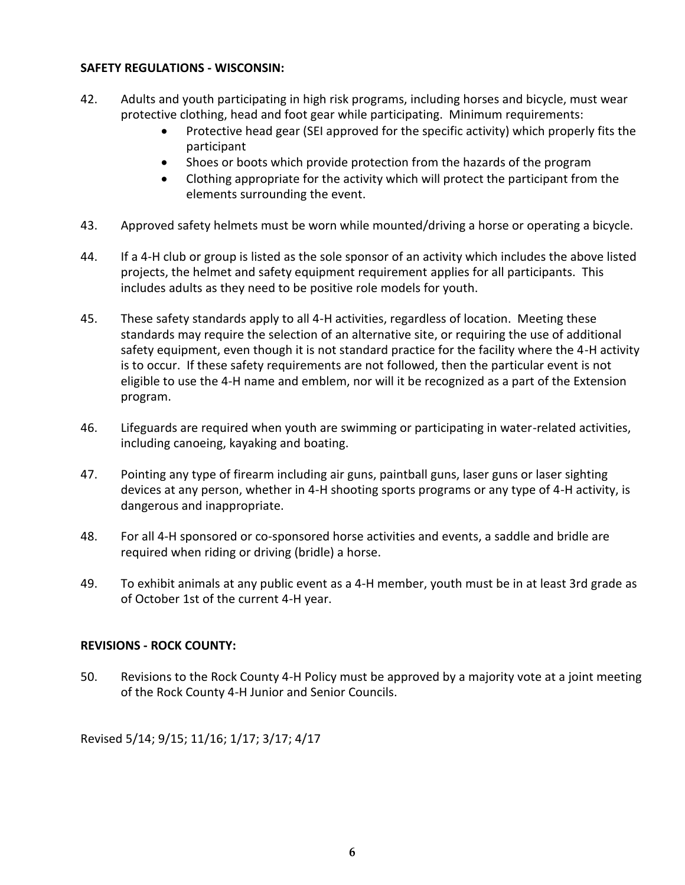**SAFETY REGULATIONS - WISCONSIN:**

42. Adults and youth participating in high risk programs, including horses and bicycle, must wear protective clothing, head and foot gear while participating. Minimum requirements:
    - Protective head gear (SEI approved for the specific activity) which properly fits the participant
    - Shoes or boots which provide protection from the hazards of the program
    - Clothing appropriate for the activity which will protect the participant from the elements surrounding the event.

43. Approved safety helmets must be worn while mounted/driving a horse or operating a bicycle.

44. If a 4-H club or group is listed as the sole sponsor of an activity which includes the above listed projects, the helmet and safety equipment requirement applies for all participants. This includes adults as they need to be positive role models for youth.

45. These safety standards apply to all 4-H activities, regardless of location. Meeting these standards may require the selection of an alternative site, or requiring the use of additional safety equipment, even though it is not standard practice for the facility where the 4-H activity is to occur. If these safety requirements are not followed, then the particular event is not eligible to use the 4-H name and emblem, nor will it be recognized as a part of the Extension program.

46. Lifeguards are required when youth are swimming or participating in water-related activities, including canoeing, kayaking and boating.

47. Pointing any type of firearm including air guns, paintball guns, laser guns or laser sighting devices at any person, whether in 4-H shooting sports programs or any type of 4-H activity, is dangerous and inappropriate.

48. For all 4-H sponsored or co-sponsored horse activities and events, a saddle and bridle are required when riding or driving (bridle) a horse.

49. To exhibit animals at any public event as a 4-H member, youth must be in at least 3rd grade as of October 1st of the current 4-H year.

**REVISIONS - ROCK COUNTY:**

50. Revisions to the Rock County 4-H Policy must be approved by a majority vote at a joint meeting of the Rock County 4-H Junior and Senior Councils.

Revised 5/14; 9/15; 11/16; 1/17; 3/17; 4/17